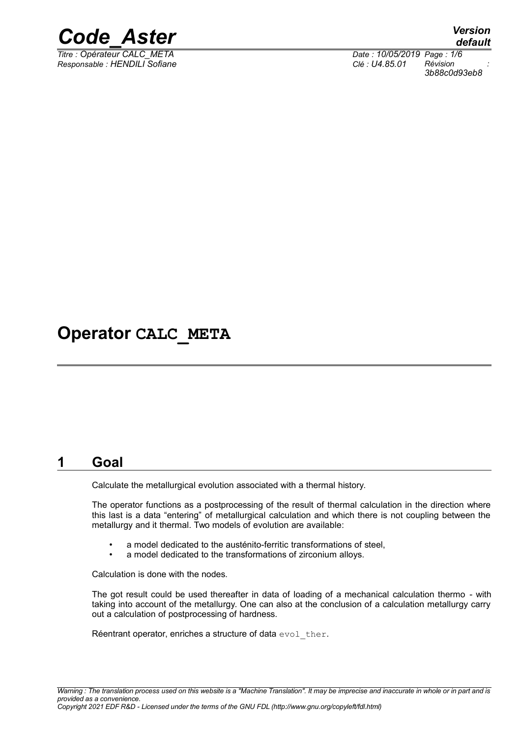# Operator CALC_META

## 1 Goal

Calculate the metallurgical evolution associated with a thermal history.

The operator functions as a postprocessing of the result of thermal calculation in the direction where this last is a data “entering” of metallurgical calculation and which there is not coupling between the metallurgy and it thermal. Two models of evolution are available:

- a model dedicated to the austénito-ferritic transformations of steel,
- a model dedicated to the transformations of zirconium alloys.

Calculation is done with the nodes.

The got result could be used thereafter in data of loading of a mechanical calculation thermo - with taking into account of the metallurgy. One can also at the conclusion of a calculation metallurgy carry out a calculation of postprocessing of hardness.

Réentrant operator, enriches a structure of data `evol_ther`.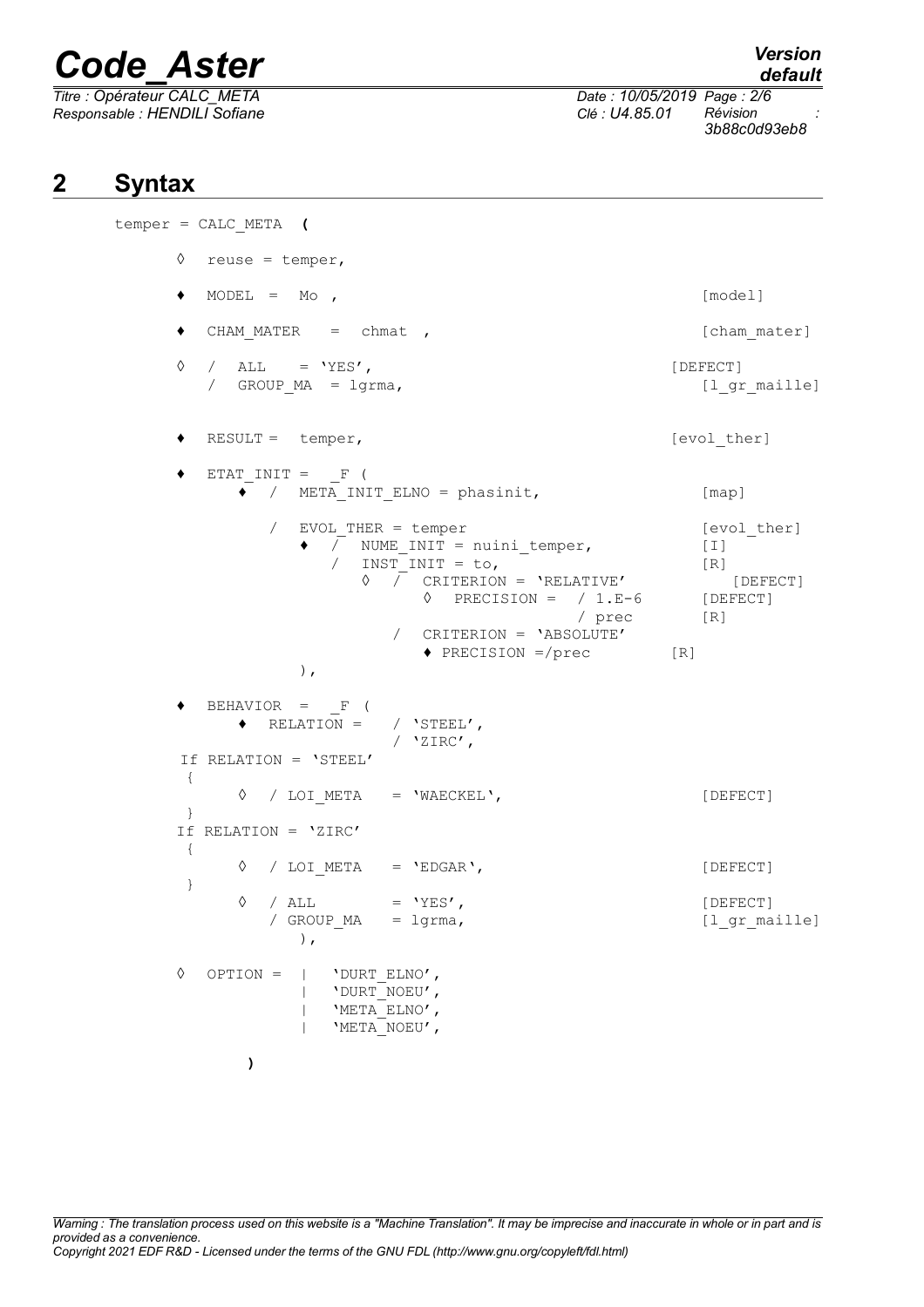## 2 Syntax

```
temper = CALC_META (

       ◊  reuse = temper,

       ♦  MODEL  =  Mo ,                                        [model]

       ♦  CHAM_MATER   =  chmat  ,                              [cham_mater]

       ◊  /  ALL    = 'YES',                                   [DEFECT]
          /  GROUP_MA  = lgrma,                                 [l_gr_maille]


       ♦  RESULT =  temper,                                    [evol_ther]

       ♦  ETAT_INIT =  _F (
             ♦  /  META_INIT_ELNO = phasinit,                   [map]

                /  EVOL_THER = temper                           [evol_ther]
                   ♦  /  NUME_INIT = nuini_temper,              [I]
                      /  INST_INIT = to,                        [R]
                         ◊  /  CRITERION = 'RELATIVE'              [DEFECT]
                               ◊  PRECISION =  / 1.E-6          [DEFECT]
                                               / prec           [R]
                            /  CRITERION = 'ABSOLUTE'
                               ♦ PRECISION =/prec             [R]
                ),

       ♦  BEHAVIOR  =  _F (
             ♦  RELATION =   / 'STEEL',
                             / 'ZIRC',
        If RELATION = 'STEEL'
         {
             ◊  / LOI_META   = 'WAECKEL',                       [DEFECT]
         }
        If RELATION = 'ZIRC'
         {
             ◊  / LOI_META   = 'EDGAR',                         [DEFECT]
         }
             ◊  / ALL        = 'YES',                           [DEFECT]
                / GROUP_MA   = lgrma,                           [l_gr_maille]
                  ),

       ◊  OPTION =  |   'DURT_ELNO',
                    |   'DURT_NOEU',
                    |   'META_ELNO',
                    |   'META_NOEU',

          )
```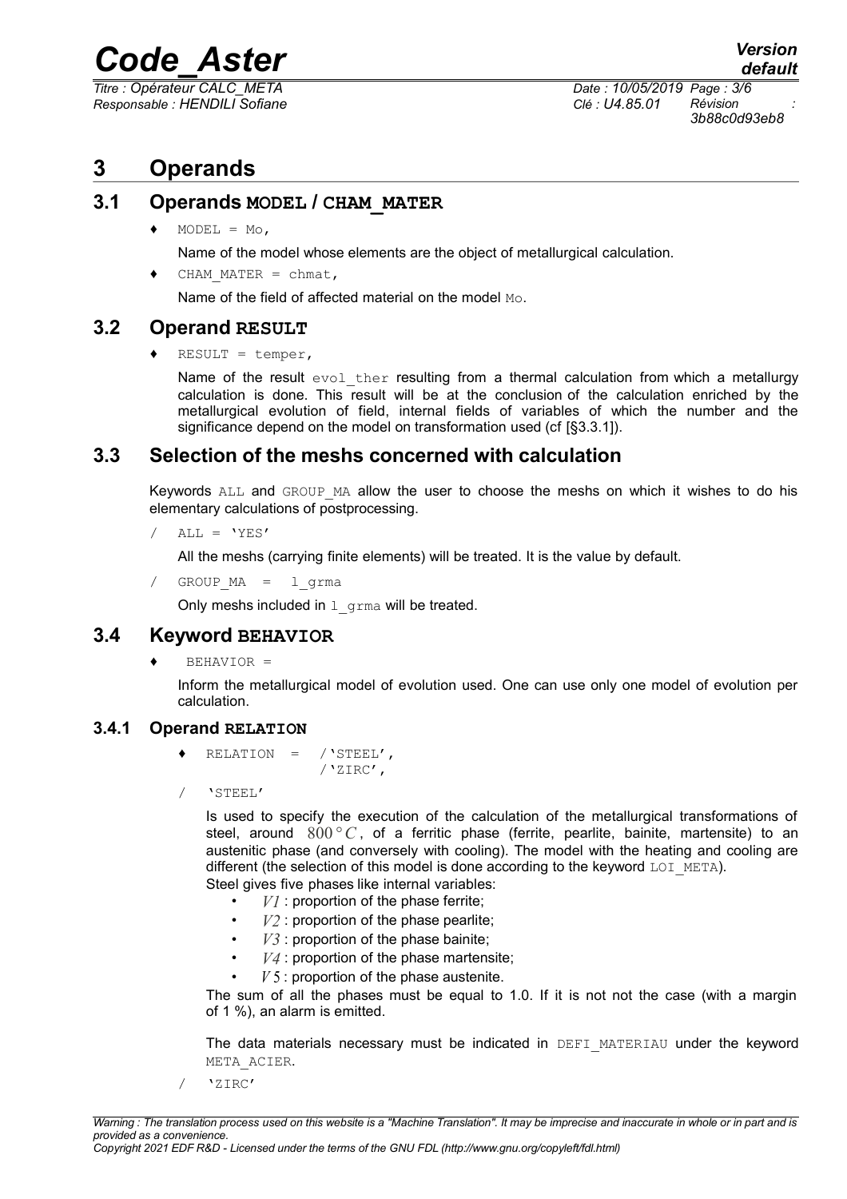# 3 Operands

## 3.1 Operands MODEL / CHAM_MATER

♦ `MODEL = Mo,`

Name of the model whose elements are the object of metallurgical calculation.

♦ `CHAM_MATER = chmat,`

Name of the field of affected material on the model `Mo`.

## 3.2 Operand RESULT

♦ `RESULT = temper,`

Name of the result `evol_ther` resulting from a thermal calculation from which a metallurgy calculation is done. This result will be at the conclusion of the calculation enriched by the metallurgical evolution of field, internal fields of variables of which the number and the significance depend on the model on transformation used (cf [§3.3.1]).

## 3.3 Selection of the meshs concerned with calculation

Keywords `ALL` and `GROUP_MA` allow the user to choose the meshs on which it wishes to do his elementary calculations of postprocessing.

/ `ALL = 'YES'`

All the meshs (carrying finite elements) will be treated. It is the value by default.

/ `GROUP_MA = l_grma`

Only meshs included in `l_grma` will be treated.

## 3.4 Keyword BEHAVIOR

♦ `BEHAVIOR =`

Inform the metallurgical model of evolution used. One can use only one model of evolution per calculation.

### 3.4.1 Operand RELATION

```
♦ RELATION = /'STEEL',
             /'ZIRC',
```

/ `'STEEL'`

Is used to specify the execution of the calculation of the metallurgical transformations of steel, around $800°C$, of a ferritic phase (ferrite, pearlite, bainite, martensite) to an austenitic phase (and conversely with cooling). The model with the heating and cooling are different (the selection of this model is done according to the keyword `LOI_META`).

Steel gives five phases like internal variables:

- $V1$ : proportion of the phase ferrite;
- $V2$ : proportion of the phase pearlite;
- $V3$ : proportion of the phase bainite;
- $V4$ : proportion of the phase martensite;
- $V5$ : proportion of the phase austenite.

The sum of all the phases must be equal to 1.0. If it is not not the case (with a margin of 1 %), an alarm is emitted.

The data materials necessary must be indicated in `DEFI_MATERIAU` under the keyword `META_ACIER`.

/ `'ZIRC'`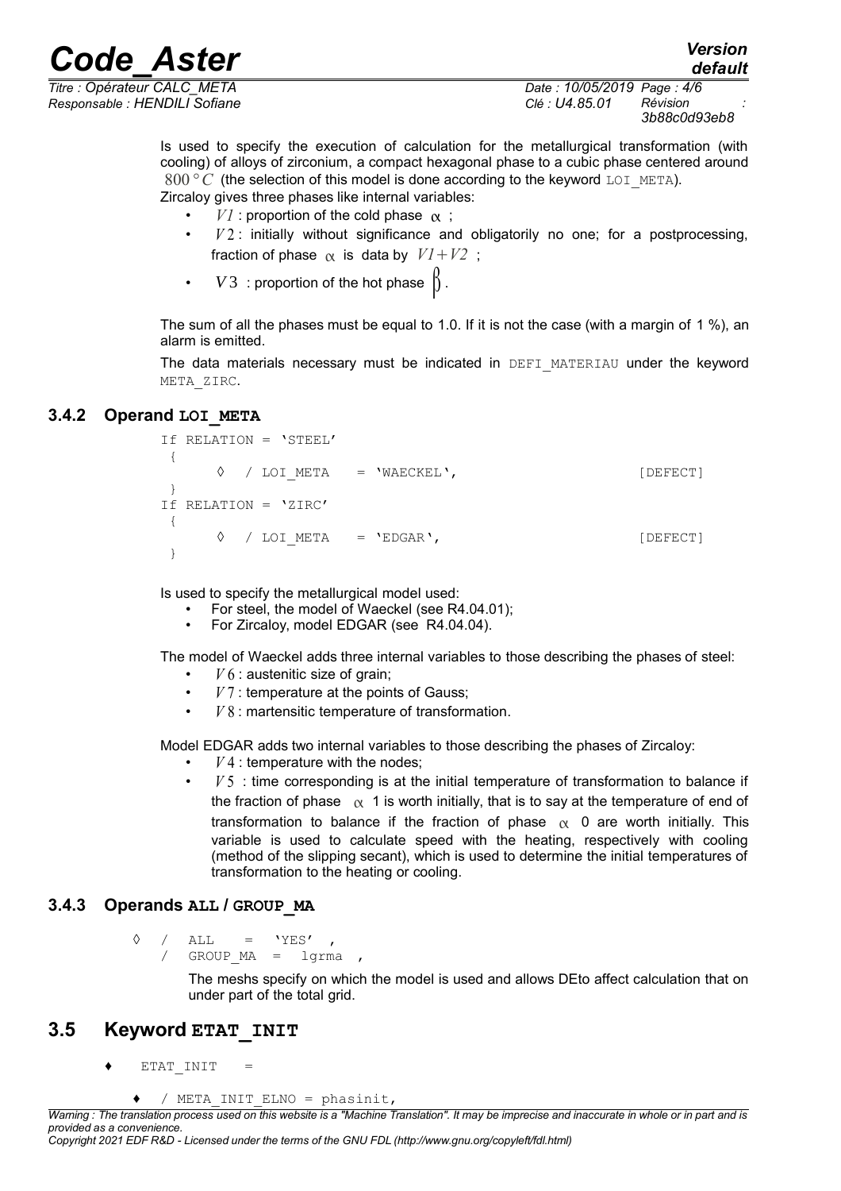Is used to specify the execution of calculation for the metallurgical transformation (with cooling) of alloys of zirconium, a compact hexagonal phase to a cubic phase centered around $800°C$ (the selection of this model is done according to the keyword LOI_META).
Zircaloy gives three phases like internal variables:

- $V1$ : proportion of the cold phase $\alpha$ ;
- $V2$ : initially without significance and obligatorily no one; for a postprocessing, fraction of phase $\alpha$ is data by $V1+V2$ ;
- $V3$ : proportion of the hot phase $\beta$.

The sum of all the phases must be equal to 1.0. If it is not the case (with a margin of 1 %), an alarm is emitted.

The data materials necessary must be indicated in DEFI_MATERIAU under the keyword META_ZIRC.

### 3.4.2 Operand LOI_META

```
If RELATION = 'STEEL'
 {
     ◊  / LOI_META   = 'WAECKEL',                              [DEFECT]
 }
If RELATION = 'ZIRC'
 {
     ◊  / LOI_META   = 'EDGAR',                                [DEFECT]
 }
```

Is used to specify the metallurgical model used:

- For steel, the model of Waeckel (see R4.04.01);
- For Zircaloy, model EDGAR (see R4.04.04).

The model of Waeckel adds three internal variables to those describing the phases of steel:

- $V6$ : austenitic size of grain;
- $V7$ : temperature at the points of Gauss;
- $V8$ : martensitic temperature of transformation.

Model EDGAR adds two internal variables to those describing the phases of Zircaloy:

- $V4$ : temperature with the nodes;
- $V5$ : time corresponding is at the initial temperature of transformation to balance if the fraction of phase $\alpha$ 1 is worth initially, that is to say at the temperature of end of transformation to balance if the fraction of phase $\alpha$ 0 are worth initially. This variable is used to calculate speed with the heating, respectively with cooling (method of the slipping secant), which is used to determine the initial temperatures of transformation to the heating or cooling.

### 3.4.3 Operands ALL / GROUP_MA

```
◊  /  ALL      =  'YES'  ,
   /  GROUP_MA  =  lgrma  ,
```

The meshs specify on which the model is used and allows DEto affect calculation that on under part of the total grid.

## 3.5 Keyword ETAT_INIT

```
♦   ETAT_INIT   =

    ♦  / META_INIT_ELNO = phasinit,
```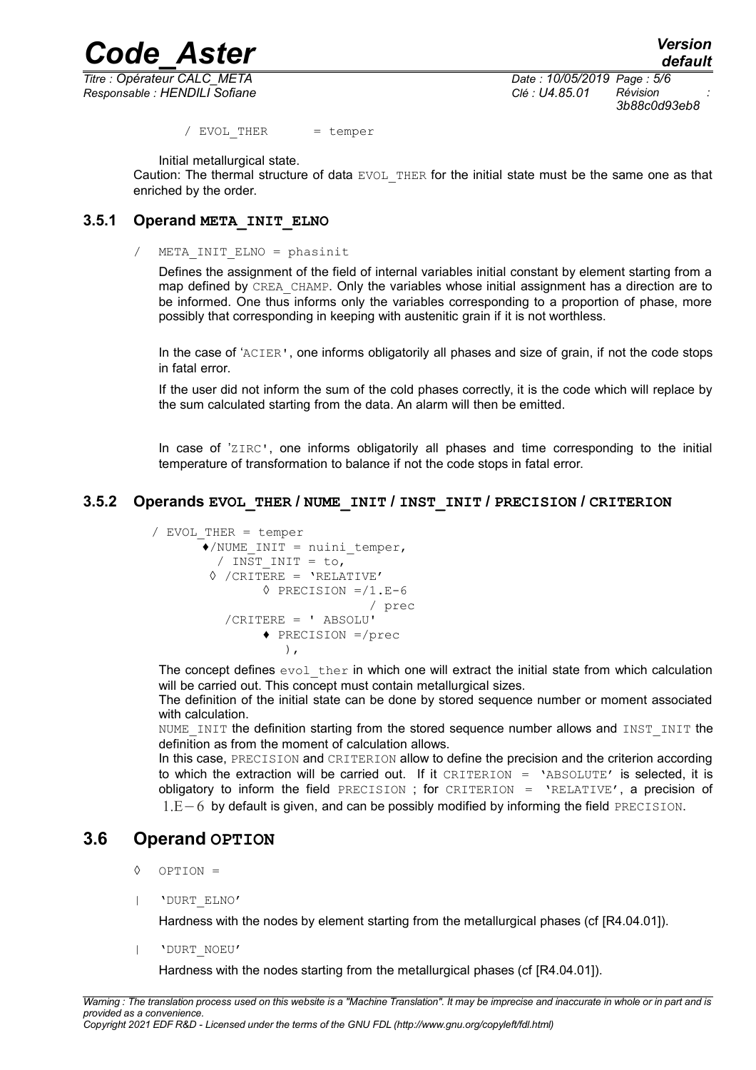```
/ EVOL_THER      = temper
```

Initial metallurgical state.
Caution: The thermal structure of data EVOL_THER for the initial state must be the same one as that enriched by the order.

### 3.5.1 Operand META_INIT_ELNO

```
/   META_INIT_ELNO = phasinit
```

Defines the assignment of the field of internal variables initial constant by element starting from a map defined by CREA_CHAMP. Only the variables whose initial assignment has a direction are to be informed. One thus informs only the variables corresponding to a proportion of phase, more possibly that corresponding in keeping with austenitic grain if it is not worthless.

In the case of 'ACIER', one informs obligatorily all phases and size of grain, if not the code stops in fatal error.

If the user did not inform the sum of the cold phases correctly, it is the code which will replace by the sum calculated starting from the data. An alarm will then be emitted.

In case of 'ZIRC', one informs obligatorily all phases and time corresponding to the initial temperature of transformation to balance if not the code stops in fatal error.

### 3.5.2 Operands EVOL_THER / NUME_INIT / INST_INIT / PRECISION / CRITERION

```
/ EVOL_THER = temper
      ♦/NUME_INIT = nuini_temper,
        / INST_INIT = to,
       ◊ /CRITERE = 'RELATIVE'
              ◊ PRECISION =/1.E-6
                          / prec
         /CRITERE = ' ABSOLU'
              ♦ PRECISION =/prec
                  ),
```

The concept defines evol_ther in which one will extract the initial state from which calculation will be carried out. This concept must contain metallurgical sizes.
The definition of the initial state can be done by stored sequence number or moment associated with calculation.
NUME_INIT the definition starting from the stored sequence number allows and INST_INIT the definition as from the moment of calculation allows.
In this case, PRECISION and CRITERION allow to define the precision and the criterion according to which the extraction will be carried out. If it CRITERION = 'ABSOLUTE' is selected, it is obligatory to inform the field PRECISION ; for CRITERION = 'RELATIVE', a precision of $1.E-6$ by default is given, and can be possibly modified by informing the field PRECISION.

## 3.6 Operand OPTION

◊ OPTION =

| 'DURT_ELNO'

Hardness with the nodes by element starting from the metallurgical phases (cf [R4.04.01]).

| 'DURT_NOEU'

Hardness with the nodes starting from the metallurgical phases (cf [R4.04.01]).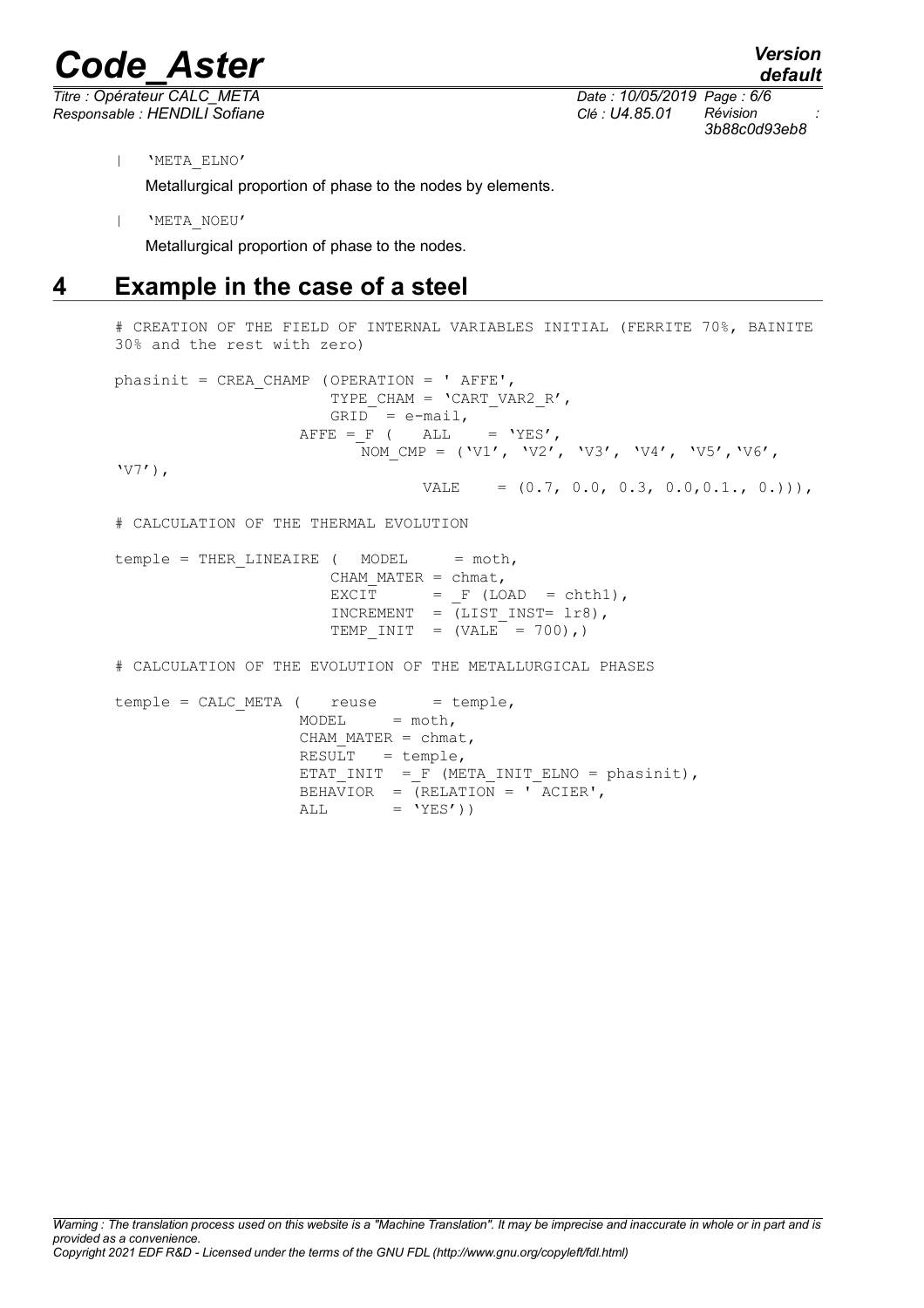| 'META_ELNO'

Metallurgical proportion of phase to the nodes by elements.

| 'META_NOEU'

Metallurgical proportion of phase to the nodes.

# 4 Example in the case of a steel

```
# CREATION OF THE FIELD OF INTERNAL VARIABLES INITIAL (FERRITE 70%, BAINITE
30% and the rest with zero)

phasinit = CREA_CHAMP (OPERATION = ' AFFE',
                       TYPE_CHAM = 'CART_VAR2_R',
                       GRID  = e-mail,
                    AFFE =_F (   ALL    = 'YES',
                          NOM_CMP = ('V1', 'V2', 'V3', 'V4', 'V5','V6',
'V7'),
                                VALE    = (0.7, 0.0, 0.3, 0.0,0.1., 0.))),

# CALCULATION OF THE THERMAL EVOLUTION

temple = THER_LINEAIRE (  MODEL     = moth,
                       CHAM_MATER = chmat,
                       EXCIT      = _F (LOAD  = chth1),
                       INCREMENT  = (LIST_INST= lr8),
                       TEMP_INIT  = (VALE  = 700),)

# CALCULATION OF THE EVOLUTION OF THE METALLURGICAL PHASES

temple = CALC_META (   reuse      = temple,
                    MODEL     = moth,
                    CHAM_MATER = chmat,
                    RESULT   = temple,
                    ETAT_INIT  =_F (META_INIT_ELNO = phasinit),
                    BEHAVIOR  = (RELATION = ' ACIER',
                    ALL       = 'YES'))
```